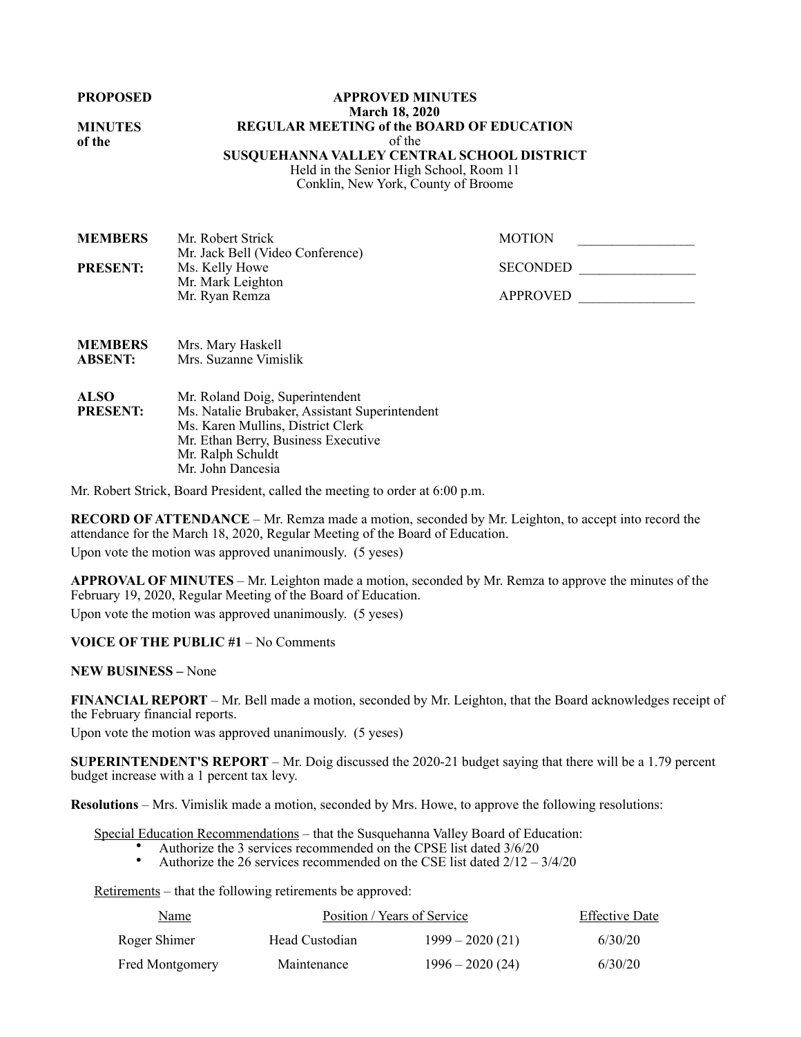**PROPOSED**

**MINUTES of the**

**APPROVED MINUTES**
**March 18, 2020**
**REGULAR MEETING of the BOARD OF EDUCATION**
of the
**SUSQUEHANNA VALLEY CENTRAL SCHOOL DISTRICT**
Held in the Senior High School, Room 11
Conklin, New York, County of Broome

**MEMBERS PRESENT:**
Mr. Robert Strick
Mr. Jack Bell (Video Conference)
Ms. Kelly Howe
Mr. Mark Leighton
Mr. Ryan Remza

MOTION _________________

SECONDED _________________

APPROVED _________________

**MEMBERS ABSENT:**
Mrs. Mary Haskell
Mrs. Suzanne Vimislik

**ALSO PRESENT:**
Mr. Roland Doig, Superintendent
Ms. Natalie Brubaker, Assistant Superintendent
Ms. Karen Mullins, District Clerk
Mr. Ethan Berry, Business Executive
Mr. Ralph Schuldt
Mr. John Dancesia

Mr. Robert Strick, Board President, called the meeting to order at 6:00 p.m.

**RECORD OF ATTENDANCE** – Mr. Remza made a motion, seconded by Mr. Leighton, to accept into record the attendance for the March 18, 2020, Regular Meeting of the Board of Education.
Upon vote the motion was approved unanimously. (5 yeses)

**APPROVAL OF MINUTES** – Mr. Leighton made a motion, seconded by Mr. Remza to approve the minutes of the February 19, 2020, Regular Meeting of the Board of Education.
Upon vote the motion was approved unanimously. (5 yeses)

**VOICE OF THE PUBLIC #1** – No Comments

**NEW BUSINESS –** None

**FINANCIAL REPORT** – Mr. Bell made a motion, seconded by Mr. Leighton, that the Board acknowledges receipt of the February financial reports.
Upon vote the motion was approved unanimously. (5 yeses)

**SUPERINTENDENT'S REPORT** – Mr. Doig discussed the 2020-21 budget saying that there will be a 1.79 percent budget increase with a 1 percent tax levy.

**Resolutions** – Mrs. Vimislik made a motion, seconded by Mrs. Howe, to approve the following resolutions:

Special Education Recommendations – that the Susquehanna Valley Board of Education:
- Authorize the 3 services recommended on the CPSE list dated 3/6/20
- Authorize the 26 services recommended on the CSE list dated 2/12 – 3/4/20

Retirements – that the following retirements be approved:

| Name | Position / Years of Service | | Effective Date |
|---|---|---|---|
| Roger Shimer | Head Custodian | 1999 – 2020 (21) | 6/30/20 |
| Fred Montgomery | Maintenance | 1996 – 2020 (24) | 6/30/20 |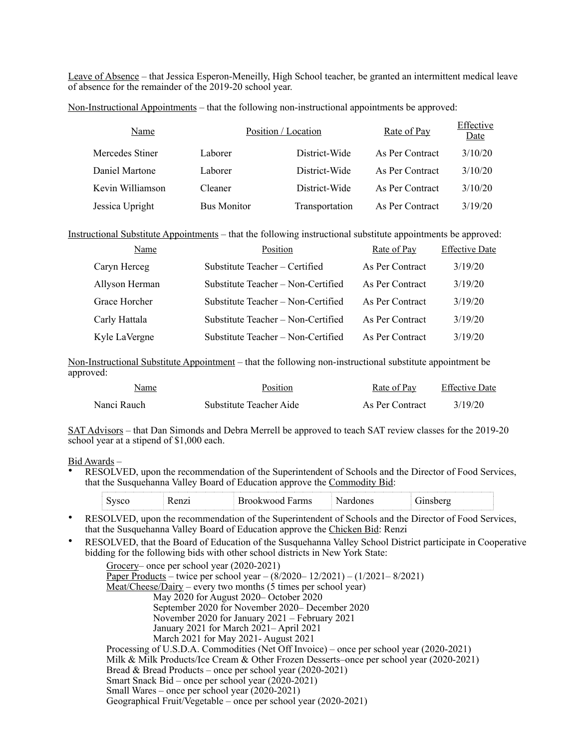Leave of Absence – that Jessica Esperon-Meneilly, High School teacher, be granted an intermittent medical leave of absence for the remainder of the 2019-20 school year.

Non-Instructional Appointments – that the following non-instructional appointments be approved:

| Name | Position / Location | | Rate of Pay | Effective Date |
|---|---|---|---|---|
| Mercedes Stiner | Laborer | District-Wide | As Per Contract | 3/10/20 |
| Daniel Martone | Laborer | District-Wide | As Per Contract | 3/10/20 |
| Kevin Williamson | Cleaner | District-Wide | As Per Contract | 3/10/20 |
| Jessica Upright | Bus Monitor | Transportation | As Per Contract | 3/19/20 |

Instructional Substitute Appointments – that the following instructional substitute appointments be approved:

| Name | Position | Rate of Pay | Effective Date |
|---|---|---|---|
| Caryn Herceg | Substitute Teacher – Certified | As Per Contract | 3/19/20 |
| Allyson Herman | Substitute Teacher – Non-Certified | As Per Contract | 3/19/20 |
| Grace Horcher | Substitute Teacher – Non-Certified | As Per Contract | 3/19/20 |
| Carly Hattala | Substitute Teacher – Non-Certified | As Per Contract | 3/19/20 |
| Kyle LaVergne | Substitute Teacher – Non-Certified | As Per Contract | 3/19/20 |

Non-Instructional Substitute Appointment – that the following non-instructional substitute appointment be approved:

| Name | Position | Rate of Pay | Effective Date |
|---|---|---|---|
| Nanci Rauch | Substitute Teacher Aide | As Per Contract | 3/19/20 |

SAT Advisors – that Dan Simonds and Debra Merrell be approved to teach SAT review classes for the 2019-20 school year at a stipend of $1,000 each.

Bid Awards –

- RESOLVED, upon the recommendation of the Superintendent of Schools and the Director of Food Services, that the Susquehanna Valley Board of Education approve the Commodity Bid:

| Sysco | Renzi | Brookwood Farms | Nardones | Ginsberg |
|---|---|---|---|---|

- RESOLVED, upon the recommendation of the Superintendent of Schools and the Director of Food Services, that the Susquehanna Valley Board of Education approve the Chicken Bid: Renzi
- RESOLVED, that the Board of Education of the Susquehanna Valley School District participate in Cooperative bidding for the following bids with other school districts in New York State:

  Grocery– once per school year (2020-2021)
  Paper Products – twice per school year – (8/2020– 12/2021) – (1/2021– 8/2021)
  Meat/Cheese/Dairy – every two months (5 times per school year)
  - May 2020 for August 2020– October 2020
  - September 2020 for November 2020– December 2020
  - November 2020 for January 2021 – February 2021
  - January 2021 for March 2021– April 2021
  - March 2021 for May 2021- August 2021

  Processing of U.S.D.A. Commodities (Net Off Invoice) – once per school year (2020-2021)
  Milk & Milk Products/Ice Cream & Other Frozen Desserts–once per school year (2020-2021)
  Bread & Bread Products – once per school year (2020-2021)
  Smart Snack Bid – once per school year (2020-2021)
  Small Wares – once per school year (2020-2021)
  Geographical Fruit/Vegetable – once per school year (2020-2021)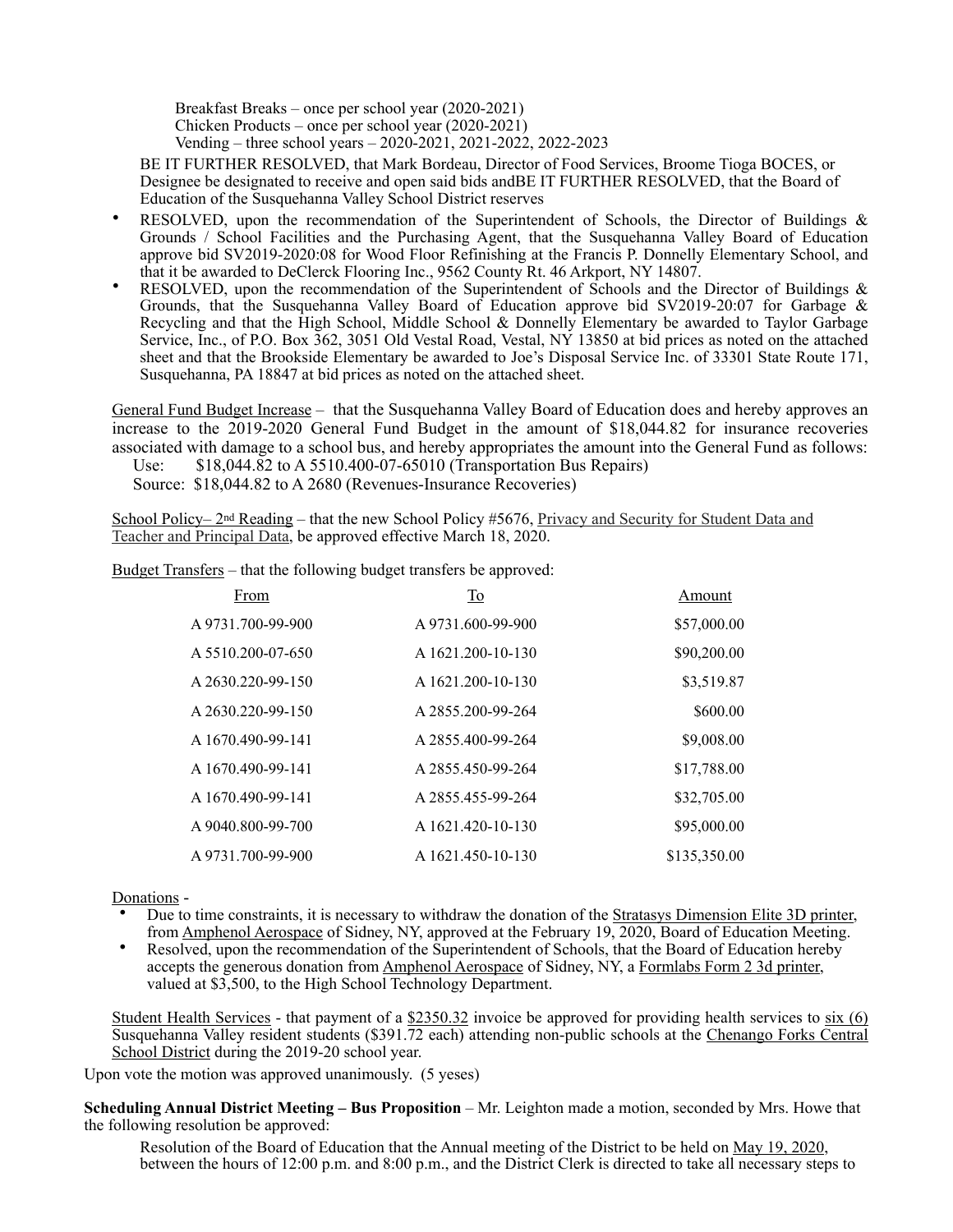Breakfast Breaks – once per school year (2020-2021)
Chicken Products – once per school year (2020-2021)
Vending – three school years – 2020-2021, 2021-2022, 2022-2023

BE IT FURTHER RESOLVED, that Mark Bordeau, Director of Food Services, Broome Tioga BOCES, or Designee be designated to receive and open said bids andBE IT FURTHER RESOLVED, that the Board of Education of the Susquehanna Valley School District reserves

- RESOLVED, upon the recommendation of the Superintendent of Schools, the Director of Buildings & Grounds / School Facilities and the Purchasing Agent, that the Susquehanna Valley Board of Education approve bid SV2019-2020:08 for Wood Floor Refinishing at the Francis P. Donnelly Elementary School, and that it be awarded to DeClerck Flooring Inc., 9562 County Rt. 46 Arkport, NY 14807.
- RESOLVED, upon the recommendation of the Superintendent of Schools and the Director of Buildings & Grounds, that the Susquehanna Valley Board of Education approve bid SV2019-20:07 for Garbage & Recycling and that the High School, Middle School & Donnelly Elementary be awarded to Taylor Garbage Service, Inc., of P.O. Box 362, 3051 Old Vestal Road, Vestal, NY 13850 at bid prices as noted on the attached sheet and that the Brookside Elementary be awarded to Joe's Disposal Service Inc. of 33301 State Route 171, Susquehanna, PA 18847 at bid prices as noted on the attached sheet.

General Fund Budget Increase – that the Susquehanna Valley Board of Education does and hereby approves an increase to the 2019-2020 General Fund Budget in the amount of $18,044.82 for insurance recoveries associated with damage to a school bus, and hereby appropriates the amount into the General Fund as follows:

Use: $18,044.82 to A 5510.400-07-65010 (Transportation Bus Repairs)
Source: $18,044.82 to A 2680 (Revenues-Insurance Recoveries)

School Policy– 2nd Reading – that the new School Policy #5676, Privacy and Security for Student Data and Teacher and Principal Data, be approved effective March 18, 2020.

Budget Transfers – that the following budget transfers be approved:

| From | To | Amount |
|---|---|---|
| A 9731.700-99-900 | A 9731.600-99-900 | $57,000.00 |
| A 5510.200-07-650 | A 1621.200-10-130 | $90,200.00 |
| A 2630.220-99-150 | A 1621.200-10-130 | $3,519.87 |
| A 2630.220-99-150 | A 2855.200-99-264 | $600.00 |
| A 1670.490-99-141 | A 2855.400-99-264 | $9,008.00 |
| A 1670.490-99-141 | A 2855.450-99-264 | $17,788.00 |
| A 1670.490-99-141 | A 2855.455-99-264 | $32,705.00 |
| A 9040.800-99-700 | A 1621.420-10-130 | $95,000.00 |
| A 9731.700-99-900 | A 1621.450-10-130 | $135,350.00 |

Donations -

- Due to time constraints, it is necessary to withdraw the donation of the Stratasys Dimension Elite 3D printer, from Amphenol Aerospace of Sidney, NY, approved at the February 19, 2020, Board of Education Meeting.
- Resolved, upon the recommendation of the Superintendent of Schools, that the Board of Education hereby accepts the generous donation from Amphenol Aerospace of Sidney, NY, a Formlabs Form 2 3d printer, valued at $3,500, to the High School Technology Department.

Student Health Services - that payment of a $2350.32 invoice be approved for providing health services to six (6) Susquehanna Valley resident students ($391.72 each) attending non-public schools at the Chenango Forks Central School District during the 2019-20 school year.

Upon vote the motion was approved unanimously. (5 yeses)

**Scheduling Annual District Meeting – Bus Proposition** – Mr. Leighton made a motion, seconded by Mrs. Howe that the following resolution be approved:

Resolution of the Board of Education that the Annual meeting of the District to be held on May 19, 2020, between the hours of 12:00 p.m. and 8:00 p.m., and the District Clerk is directed to take all necessary steps to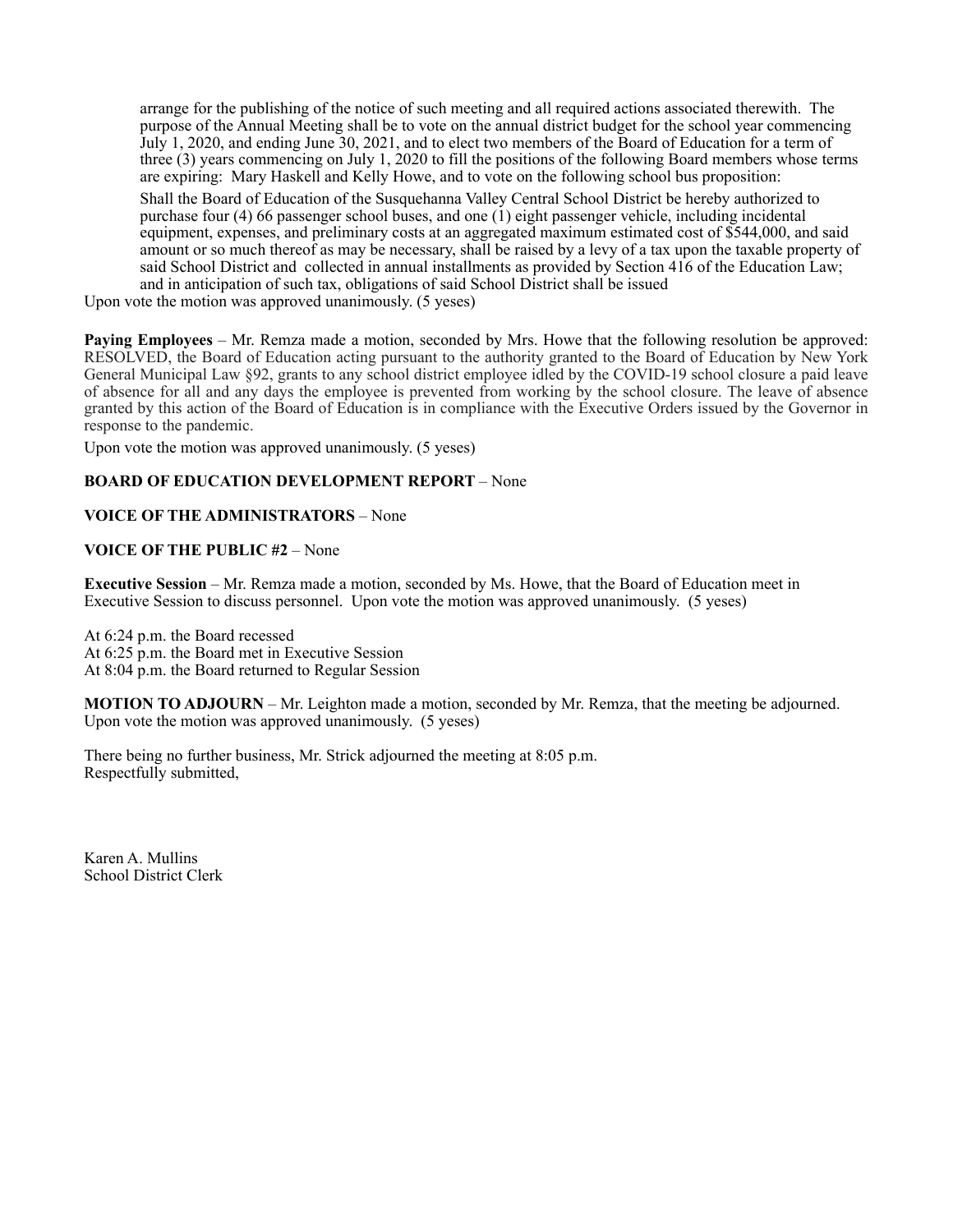arrange for the publishing of the notice of such meeting and all required actions associated therewith. The purpose of the Annual Meeting shall be to vote on the annual district budget for the school year commencing July 1, 2020, and ending June 30, 2021, and to elect two members of the Board of Education for a term of three (3) years commencing on July 1, 2020 to fill the positions of the following Board members whose terms are expiring: Mary Haskell and Kelly Howe, and to vote on the following school bus proposition:

Shall the Board of Education of the Susquehanna Valley Central School District be hereby authorized to purchase four (4) 66 passenger school buses, and one (1) eight passenger vehicle, including incidental equipment, expenses, and preliminary costs at an aggregated maximum estimated cost of $544,000, and said amount or so much thereof as may be necessary, shall be raised by a levy of a tax upon the taxable property of said School District and collected in annual installments as provided by Section 416 of the Education Law; and in anticipation of such tax, obligations of said School District shall be issued

Upon vote the motion was approved unanimously. (5 yeses)

**Paying Employees** – Mr. Remza made a motion, seconded by Mrs. Howe that the following resolution be approved: RESOLVED, the Board of Education acting pursuant to the authority granted to the Board of Education by New York General Municipal Law §92, grants to any school district employee idled by the COVID-19 school closure a paid leave of absence for all and any days the employee is prevented from working by the school closure. The leave of absence granted by this action of the Board of Education is in compliance with the Executive Orders issued by the Governor in response to the pandemic.

Upon vote the motion was approved unanimously. (5 yeses)

**BOARD OF EDUCATION DEVELOPMENT REPORT** – None

**VOICE OF THE ADMINISTRATORS** – None

**VOICE OF THE PUBLIC #2** – None

**Executive Session** – Mr. Remza made a motion, seconded by Ms. Howe, that the Board of Education meet in Executive Session to discuss personnel. Upon vote the motion was approved unanimously. (5 yeses)

At 6:24 p.m. the Board recessed
At 6:25 p.m. the Board met in Executive Session
At 8:04 p.m. the Board returned to Regular Session

**MOTION TO ADJOURN** – Mr. Leighton made a motion, seconded by Mr. Remza, that the meeting be adjourned. Upon vote the motion was approved unanimously. (5 yeses)

There being no further business, Mr. Strick adjourned the meeting at 8:05 p.m.
Respectfully submitted,

Karen A. Mullins
School District Clerk